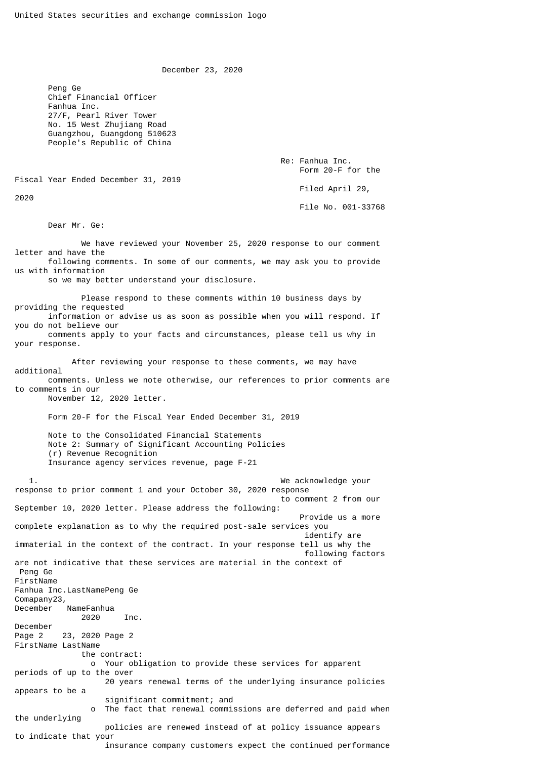United States securities and exchange commission logo

December 23, 2020

Peng Ge
Chief Financial Officer
Fanhua Inc.
27/F, Pearl River Tower
No. 15 West Zhujiang Road
Guangzhou, Guangdong 510623
People's Republic of China

Re: Fanhua Inc.
Form 20-F for the Fiscal Year Ended December 31, 2019
Filed April 29, 2020
File No. 001-33768

Dear Mr. Ge:

We have reviewed your November 25, 2020 response to our comment letter and have the following comments. In some of our comments, we may ask you to provide us with information so we may better understand your disclosure.

Please respond to these comments within 10 business days by providing the requested information or advise us as soon as possible when you will respond. If you do not believe our comments apply to your facts and circumstances, please tell us why in your response.

After reviewing your response to these comments, we may have additional comments. Unless we note otherwise, our references to prior comments are to comments in our November 12, 2020 letter.

Form 20-F for the Fiscal Year Ended December 31, 2019

Note to the Consolidated Financial Statements
Note 2: Summary of Significant Accounting Policies
(r) Revenue Recognition
Insurance agency services revenue, page F-21

1. We acknowledge your response to prior comment 1 and your October 30, 2020 response to comment 2 from our September 10, 2020 letter. Please address the following:
   - Provide us a more complete explanation as to why the required post-sale services you identify are immaterial in the context of the contract. In your response tell us why the following factors are not indicative that these services are material in the context of the contract:
     - Your obligation to provide these services for apparent periods of up to the over 20 years renewal terms of the underlying insurance policies appears to be a significant commitment; and
     - The fact that renewal commissions are deferred and paid when the underlying policies are renewed instead of at policy issuance appears to indicate that your insurance company customers expect the continued performance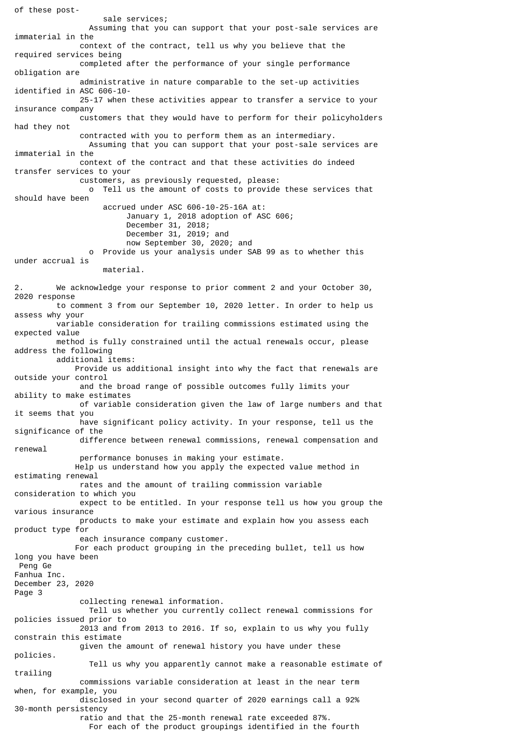of these post-sale services;

- Assuming that you can support that your post-sale services are immaterial in the context of the contract, tell us why you believe that the required services being completed after the performance of your single performance obligation are administrative in nature comparable to the set-up activities identified in ASC 606-10-25-17 when these activities appear to transfer a service to your insurance company customers that they would have to perform for their policyholders had they not contracted with you to perform them as an intermediary.
- Assuming that you can support that your post-sale services are immaterial in the context of the contract and that these activities do indeed transfer services to your customers, as previously requested, please:
  - o Tell us the amount of costs to provide these services that should have been accrued under ASC 606-10-25-16A at:
    - January 1, 2018 adoption of ASC 606;
    - December 31, 2018;
    - December 31, 2019; and
    - now September 30, 2020; and
  - o Provide us your analysis under SAB 99 as to whether this under accrual is material.

2. We acknowledge your response to prior comment 2 and your October 30, 2020 response to comment 3 from our September 10, 2020 letter. In order to help us assess why your variable consideration for trailing commissions estimated using the expected value method is fully constrained until the actual renewals occur, please address the following additional items:

- Provide us additional insight into why the fact that renewals are outside your control and the broad range of possible outcomes fully limits your ability to make estimates of variable consideration given the law of large numbers and that it seems that you have significant policy activity. In your response, tell us the significance of the difference between renewal commissions, renewal compensation and renewal performance bonuses in making your estimate.
- Help us understand how you apply the expected value method in estimating renewal rates and the amount of trailing commission variable consideration to which you expect to be entitled. In your response tell us how you group the various insurance products to make your estimate and explain how you assess each product type for each insurance company customer.
- For each product grouping in the preceding bullet, tell us how long you have been collecting renewal information.
- Tell us whether you currently collect renewal commissions for policies issued prior to 2013 and from 2013 to 2016. If so, explain to us why you fully constrain this estimate given the amount of renewal history you have under these policies.
- Tell us why you apparently cannot make a reasonable estimate of trailing commissions variable consideration at least in the near term when, for example, you disclosed in your second quarter of 2020 earnings call a 92% 30-month persistency ratio and that the 25-month renewal rate exceeded 87%.
- For each of the product groupings identified in the fourth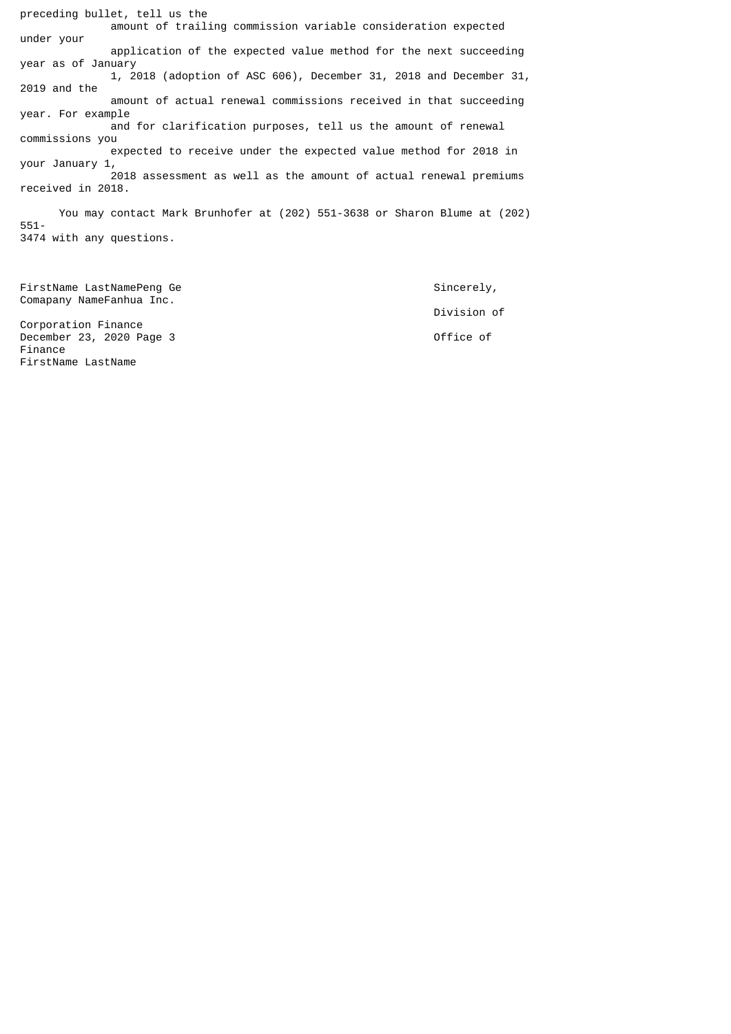preceding bullet, tell us the amount of trailing commission variable consideration expected under your application of the expected value method for the next succeeding year as of January 1, 2018 (adoption of ASC 606), December 31, 2018 and December 31, 2019 and the amount of actual renewal commissions received in that succeeding year. For example and for clarification purposes, tell us the amount of renewal commissions you expected to receive under the expected value method for 2018 in your January 1, 2018 assessment as well as the amount of actual renewal premiums received in 2018.

You may contact Mark Brunhofer at (202) 551-3638 or Sharon Blume at (202) 551-3474 with any questions.

Sincerely,

Division of Corporation Finance
Office of Finance

FirstName LastNamePeng Ge
Comapany NameFanhua Inc.
December 23, 2020 Page 3
FirstName LastName